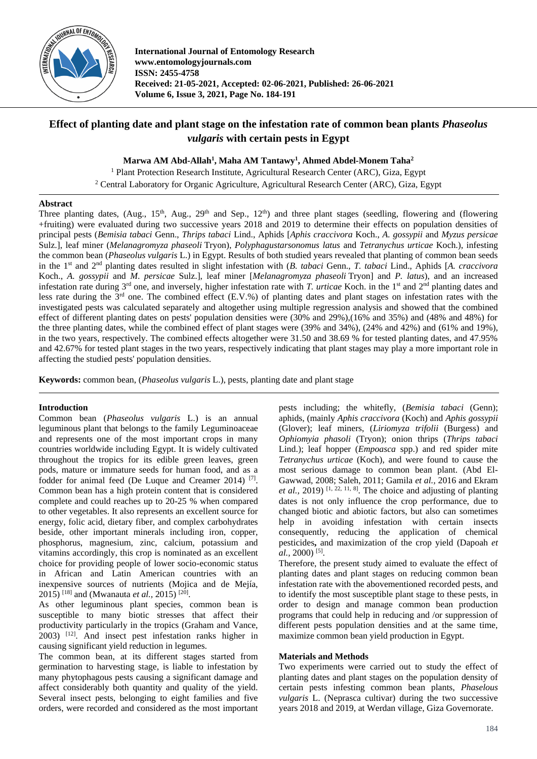**International Journal of Entomology Research**
**www.entomologyjournals.com**
**ISSN: 2455-4758**
**Received: 21-05-2021, Accepted: 02-06-2021, Published: 26-06-2021**
**Volume 6, Issue 3, 2021, Page No. 184-191**

# Effect of planting date and plant stage on the infestation rate of common bean plants *Phaseolus vulgaris* with certain pests in Egypt

**Marwa AM Abd-Allah[1], Maha AM Tantawy[1], Ahmed Abdel-Monem Taha[2]**

[1] Plant Protection Research Institute, Agricultural Research Center (ARC), Giza, Egypt
[2] Central Laboratory for Organic Agriculture, Agricultural Research Center (ARC), Giza, Egypt

## Abstract

Three planting dates, (Aug., 15th, Aug., 29th and Sep., 12th) and three plant stages (seedling, flowering and (flowering +fruiting) were evaluated during two successive years 2018 and 2019 to determine their effects on population densities of principal pests (*Bemisia tabaci* Genn., *Thrips tabaci* Lind., Aphids [*Aphis craccivora* Koch., *A. gossypii* and *Myzus persicae* Sulz.], leaf miner (*Melanagromyza phaseoli* Tryon), *Polyphagustarsonomus latus* and *Tetranychus urticae* Koch.), infesting the common bean (*Phaseolus vulgaris* L.) in Egypt. Results of both studied years revealed that planting of common bean seeds in the 1st and 2nd planting dates resulted in slight infestation with (*B. tabaci* Genn., *T. tabaci* Lind., Aphids [*A. craccivora* Koch., *A. gossypii* and *M. persicae* Sulz.], leaf miner [*Melanagromyza phaseoli* Tryon] and *P. latus*), and an increased infestation rate during 3rd one, and inversely, higher infestation rate with *T. urticae* Koch. in the 1st and 2nd planting dates and less rate during the 3rd one. The combined effect (E.V.%) of planting dates and plant stages on infestation rates with the investigated pests was calculated separately and altogether using multiple regression analysis and showed that the combined effect of different planting dates on pests' population densities were (30% and 29%),(16% and 35%) and (48% and 48%) for the three planting dates, while the combined effect of plant stages were (39% and 34%), (24% and 42%) and (61% and 19%), in the two years, respectively. The combined effects altogether were 31.50 and 38.69 % for tested planting dates, and 47.95% and 42.67% for tested plant stages in the two years, respectively indicating that plant stages may play a more important role in affecting the studied pests' population densities.

**Keywords:** common bean, (*Phaseolus vulgaris* L.), pests, planting date and plant stage

## Introduction

Common bean (*Phaseolus vulgaris* L.) is an annual leguminous plant that belongs to the family Leguminoaceae and represents one of the most important crops in many countries worldwide including Egypt. It is widely cultivated throughout the tropics for its edible green leaves, green pods, mature or immature seeds for human food, and as a fodder for animal feed (De Luque and Creamer 2014) [7]. Common bean has a high protein content that is considered complete and could reaches up to 20-25 % when compared to other vegetables. It also represents an excellent source for energy, folic acid, dietary fiber, and complex carbohydrates beside, other important minerals including iron, copper, phosphorus, magnesium, zinc, calcium, potassium and vitamins accordingly, this crop is nominated as an excellent choice for providing people of lower socio-economic status in African and Latin American countries with an inexpensive sources of nutrients (Mojica and de Mejía, 2015) [18] and (Mwanauta *et al.,* 2015) [20].

As other leguminous plant species, common bean is susceptible to many biotic stresses that affect their productivity particularly in the tropics (Graham and Vance, 2003) [12]. And insect pest infestation ranks higher in causing significant yield reduction in legumes.

The common bean, at its different stages started from germination to harvesting stage, is liable to infestation by many phytophagous pests causing a significant damage and affect considerably both quantity and quality of the yield. Several insect pests, belonging to eight families and five orders, were recorded and considered as the most important pests including; the whitefly, (*Bemisia tabaci* (Genn); aphids, (mainly *Aphis craccivora* (Koch) and *Aphis gossypii* (Glover); leaf miners, (*Liriomyza trifolii* (Burgess) and *Ophiomyia phasoli* (Tryon); onion thrips (*Thrips tabaci* Lind.); leaf hopper (*Empoasca* spp.) and red spider mite *Tetranychus urticae* (Koch), and were found to cause the most serious damage to common bean plant. (Abd El-Gawwad, 2008; Saleh, 2011; Gamila *et al.*, 2016 and Ekram *et al.,* 2019) [1, 22, 11, 8]. The choice and adjusting of planting dates is not only influence the crop performance, due to changed biotic and abiotic factors, but also can sometimes help in avoiding infestation with certain insects consequently, reducing the application of chemical pesticides**,** and maximization of the crop yield (Dapoah *et al.,* 2000) [5].

Therefore, the present study aimed to evaluate the effect of planting dates and plant stages on reducing common bean infestation rate with the abovementioned recorded pests, and to identify the most susceptible plant stage to these pests, in order to design and manage common bean production programs that could help in reducing and /or suppression of different pests population densities and at the same time, maximize common bean yield production in Egypt.

## Materials and Methods

Two experiments were carried out to study the effect of planting dates and plant stages on the population density of certain pests infesting common bean plants, *Phaselous vulgaris* L. (Neprasca cultivar) during the two successive years 2018 and 2019, at Werdan village, Giza Governorate.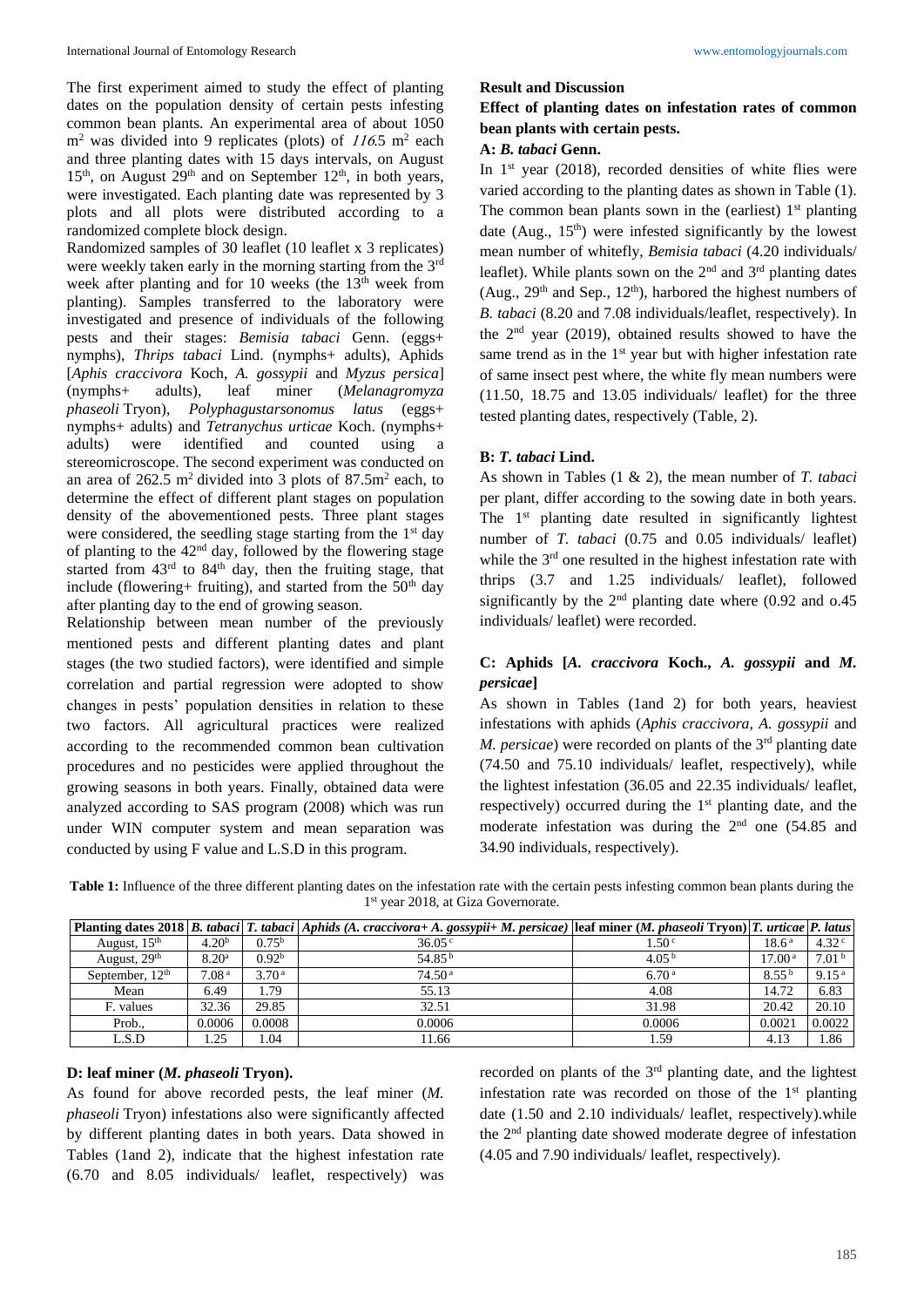The first experiment aimed to study the effect of planting dates on the population density of certain pests infesting common bean plants. An experimental area of about 1050 $m^2$ was divided into 9 replicates (plots) of *116*.5 $m^2$ each and three planting dates with 15 days intervals, on August 15th, on August 29th and on September 12th, in both years, were investigated. Each planting date was represented by 3 plots and all plots were distributed according to a randomized complete block design.

Randomized samples of 30 leaflet (10 leaflet x 3 replicates) were weekly taken early in the morning starting from the 3rd week after planting and for 10 weeks (the 13th week from planting). Samples transferred to the laboratory were investigated and presence of individuals of the following pests and their stages: *Bemisia tabaci* Genn. (eggs+ nymphs), *Thrips tabaci* Lind. (nymphs+ adults), Aphids [*Aphis craccivora* Koch, *A. gossypii* and *Myzus persica*] (nymphs+ adults), leaf miner (*Melanagromyza phaseoli* Tryon), *Polyphagustarsonomus latus* (eggs+ nymphs+ adults) and *Tetranychus urticae* Koch. (nymphs+ adults) were identified and counted using a stereomicroscope. The second experiment was conducted on an area of 262.5 $m^2$ divided into 3 plots of 87.5$m^2$ each, to determine the effect of different plant stages on population density of the abovementioned pests. Three plant stages were considered, the seedling stage starting from the 1st day of planting to the 42nd day, followed by the flowering stage started from 43rd to 84th day, then the fruiting stage, that include (flowering+ fruiting), and started from the 50th day after planting day to the end of growing season.

Relationship between mean number of the previously mentioned pests and different planting dates and plant stages (the two studied factors), were identified and simple correlation and partial regression were adopted to show changes in pests' population densities in relation to these two factors. All agricultural practices were realized according to the recommended common bean cultivation procedures and no pesticides were applied throughout the growing seasons in both years. Finally, obtained data were analyzed according to SAS program (2008) which was run under WIN computer system and mean separation was conducted by using F value and L.S.D in this program.

## Result and Discussion

### Effect of planting dates on infestation rates of common bean plants with certain pests.

#### A: *B. tabaci* Genn.

In 1st year (2018), recorded densities of white flies were varied according to the planting dates as shown in Table (1). The common bean plants sown in the (earliest) 1st planting date (Aug., 15th) were infested significantly by the lowest mean number of whitefly, *Bemisia tabaci* (4.20 individuals/ leaflet). While plants sown on the 2nd and 3rd planting dates (Aug., 29th and Sep., 12th), harbored the highest numbers of *B. tabaci* (8.20 and 7.08 individuals/leaflet, respectively). In the 2nd year (2019), obtained results showed to have the same trend as in the 1st year but with higher infestation rate of same insect pest where, the white fly mean numbers were (11.50, 18.75 and 13.05 individuals/ leaflet) for the three tested planting dates, respectively (Table, 2).

#### B: *T. tabaci* Lind.

As shown in Tables (1 & 2), the mean number of *T. tabaci* per plant, differ according to the sowing date in both years. The 1st planting date resulted in significantly lightest number of *T. tabaci* (0.75 and 0.05 individuals/ leaflet) while the 3rd one resulted in the highest infestation rate with thrips (3.7 and 1.25 individuals/ leaflet), followed significantly by the 2nd planting date where (0.92 and o.45 individuals/ leaflet) were recorded.

#### C: Aphids [*A. craccivora* Koch., *A. gossypii* and *M. persicae*]

As shown in Tables (1and 2) for both years, heaviest infestations with aphids (*Aphis craccivora, A. gossypii* and *M. persicae*) were recorded on plants of the 3rd planting date (74.50 and 75.10 individuals/ leaflet, respectively), while the lightest infestation (36.05 and 22.35 individuals/ leaflet, respectively) occurred during the 1st planting date, and the moderate infestation was during the 2nd one (54.85 and 34.90 individuals, respectively).

**Table 1:** Influence of the three different planting dates on the infestation rate with the certain pests infesting common bean plants during the 1st year 2018, at Giza Governorate.

| Planting dates 2018 | *B. tabaci* | *T. tabaci* | *Aphids (A. craccivora+ A. gossypii+ M. persicae)* | leaf miner (*M. phaseoli* Tryon) | *T. urticae* | *P. latus* |
|---|---|---|---|---|---|---|
| August, 15th | 4.20$^b$ | 0.75$^b$ | 36.05$^c$ | 1.50$^c$ | 18.6$^a$ | 4.32$^c$ |
| August, 29th | 8.20$^a$ | 0.92$^b$ | 54.85$^b$ | 4.05$^b$ | 17.00$^a$ | 7.01$^b$ |
| September, 12th | 7.08$^a$ | 3.70$^a$ | 74.50$^a$ | 6.70$^a$ | 8.55$^b$ | 9.15$^a$ |
| Mean | 6.49 | 1.79 | 55.13 | 4.08 | 14.72 | 6.83 |
| F. values | 32.36 | 29.85 | 32.51 | 31.98 | 20.42 | 20.10 |
| Prob., | 0.0006 | 0.0008 | 0.0006 | 0.0006 | 0.0021 | 0.0022 |
| L.S.D | 1.25 | 1.04 | 11.66 | 1.59 | 4.13 | 1.86 |

#### D: leaf miner (*M. phaseoli* Tryon).

As found for above recorded pests, the leaf miner (*M. phaseoli* Tryon) infestations also were significantly affected by different planting dates in both years. Data showed in Tables (1and 2), indicate that the highest infestation rate (6.70 and 8.05 individuals/ leaflet, respectively) was recorded on plants of the 3rd planting date, and the lightest infestation rate was recorded on those of the 1st planting date (1.50 and 2.10 individuals/ leaflet, respectively).while the 2nd planting date showed moderate degree of infestation (4.05 and 7.90 individuals/ leaflet, respectively).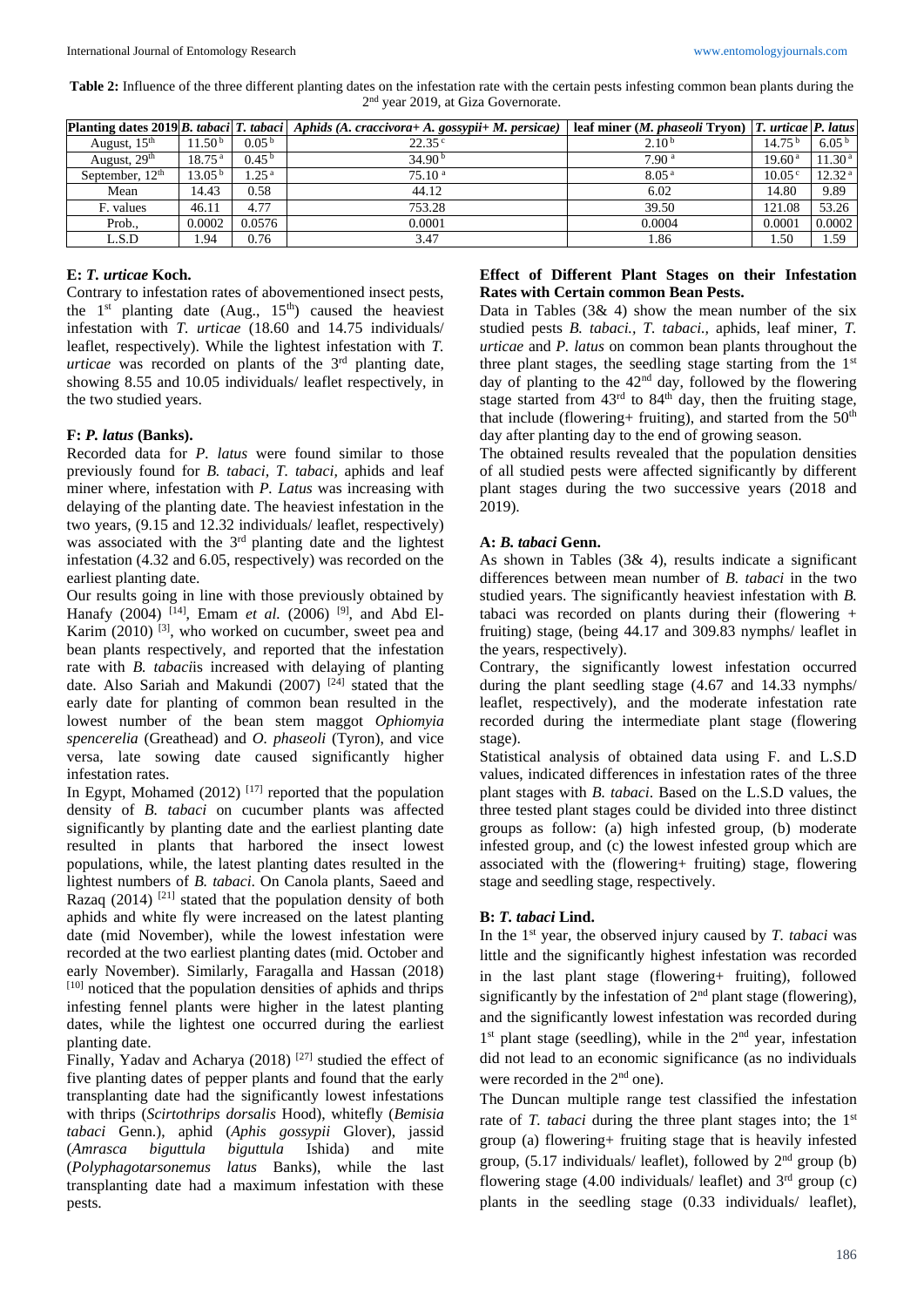**Table 2:** Influence of the three different planting dates on the infestation rate with the certain pests infesting common bean plants during the 2nd year 2019, at Giza Governorate.

| Planting dates 2019 | *B. tabaci* | *T. tabaci* | Aphids (*A. craccivora*+ *A. gossypii*+ *M. persicae*) | leaf miner (*M. phaseoli* Tryon) | *T. urticae* | *P. latus* |
|---|---|---|---|---|---|---|
| August, 15th | 11.50 b | 0.05 b | 22.35 c | 2.10 b | 14.75 b | 6.05 b |
| August, 29th | 18.75 a | 0.45 b | 34.90 b | 7.90 a | 19.60 a | 11.30 a |
| September, 12th | 13.05 b | 1.25 a | 75.10 a | 8.05 a | 10.05 c | 12.32 a |
| Mean | 14.43 | 0.58 | 44.12 | 6.02 | 14.80 | 9.89 |
| F. values | 46.11 | 4.77 | 753.28 | 39.50 | 121.08 | 53.26 |
| Prob., | 0.0002 | 0.0576 | 0.0001 | 0.0004 | 0.0001 | 0.0002 |
| L.S.D | 1.94 | 0.76 | 3.47 | 1.86 | 1.50 | 1.59 |

### E: *T. urticae* Koch.

Contrary to infestation rates of abovementioned insect pests, the 1st planting date (Aug., 15th) caused the heaviest infestation with *T. urticae* (18.60 and 14.75 individuals/ leaflet, respectively). While the lightest infestation with *T. urticae* was recorded on plants of the 3rd planting date, showing 8.55 and 10.05 individuals/ leaflet respectively, in the two studied years.

### F: *P. latus* (Banks).

Recorded data for *P. latus* were found similar to those previously found for *B. tabaci*, *T. tabaci*, aphids and leaf miner where, infestation with *P. Latus* was increasing with delaying of the planting date. The heaviest infestation in the two years, (9.15 and 12.32 individuals/ leaflet, respectively) was associated with the 3rd planting date and the lightest infestation (4.32 and 6.05, respectively) was recorded on the earliest planting date.

Our results going in line with those previously obtained by Hanafy (2004) [14], Emam *et al.* (2006) [9], and Abd El-Karim (2010) [3], who worked on cucumber, sweet pea and bean plants respectively, and reported that the infestation rate with *B. tabaci*is increased with delaying of planting date. Also Sariah and Makundi (2007) [24] stated that the early date for planting of common bean resulted in the lowest number of the bean stem maggot *Ophiomyia spencerelia* (Greathead) and *O. phaseoli* (Tyron), and vice versa, late sowing date caused significantly higher infestation rates.

In Egypt, Mohamed (2012) [17] reported that the population density of *B. tabaci* on cucumber plants was affected significantly by planting date and the earliest planting date resulted in plants that harbored the insect lowest populations, while, the latest planting dates resulted in the lightest numbers of *B. tabaci*. On Canola plants, Saeed and Razaq (2014) [21] stated that the population density of both aphids and white fly were increased on the latest planting date (mid November), while the lowest infestation were recorded at the two earliest planting dates (mid. October and early November). Similarly, Faragalla and Hassan (2018) [10] noticed that the population densities of aphids and thrips infesting fennel plants were higher in the latest planting dates, while the lightest one occurred during the earliest planting date.

Finally, Yadav and Acharya (2018) [27] studied the effect of five planting dates of pepper plants and found that the early transplanting date had the significantly lowest infestations with thrips (*Scirtothrips dorsalis* Hood), whitefly (*Bemisia tabaci* Genn.), aphid (*Aphis gossypii* Glover), jassid (*Amrasca biguttula biguttula* Ishida) and mite (*Polyphagotarsonemus latus* Banks), while the last transplanting date had a maximum infestation with these pests.

## Effect of Different Plant Stages on their Infestation Rates with Certain common Bean Pests.

Data in Tables (3& 4) show the mean number of the six studied pests *B. tabaci.*, *T. tabaci.*, aphids, leaf miner, *T. urticae* and *P. latus* on common bean plants throughout the three plant stages, the seedling stage starting from the 1st day of planting to the 42nd day, followed by the flowering stage started from 43rd to 84th day, then the fruiting stage, that include (flowering+ fruiting), and started from the 50th day after planting day to the end of growing season.

The obtained results revealed that the population densities of all studied pests were affected significantly by different plant stages during the two successive years (2018 and 2019).

### A: *B. tabaci* Genn.

As shown in Tables (3& 4), results indicate a significant differences between mean number of *B. tabaci* in the two studied years. The significantly heaviest infestation with *B.* tabaci was recorded on plants during their (flowering + fruiting) stage, (being 44.17 and 309.83 nymphs/ leaflet in the years, respectively).

Contrary, the significantly lowest infestation occurred during the plant seedling stage (4.67 and 14.33 nymphs/ leaflet, respectively), and the moderate infestation rate recorded during the intermediate plant stage (flowering stage).

Statistical analysis of obtained data using F. and L.S.D values, indicated differences in infestation rates of the three plant stages with *B. tabaci*. Based on the L.S.D values, the three tested plant stages could be divided into three distinct groups as follow: (a) high infested group, (b) moderate infested group, and (c) the lowest infested group which are associated with the (flowering+ fruiting) stage, flowering stage and seedling stage, respectively.

### B: *T. tabaci* Lind.

In the 1st year, the observed injury caused by *T. tabaci* was little and the significantly highest infestation was recorded in the last plant stage (flowering+ fruiting), followed significantly by the infestation of 2nd plant stage (flowering), and the significantly lowest infestation was recorded during 1st plant stage (seedling), while in the 2nd year, infestation did not lead to an economic significance (as no individuals were recorded in the 2nd one).

The Duncan multiple range test classified the infestation rate of *T. tabaci* during the three plant stages into; the 1st group (a) flowering+ fruiting stage that is heavily infested group, (5.17 individuals/ leaflet), followed by 2nd group (b) flowering stage (4.00 individuals/ leaflet) and 3rd group (c) plants in the seedling stage (0.33 individuals/ leaflet),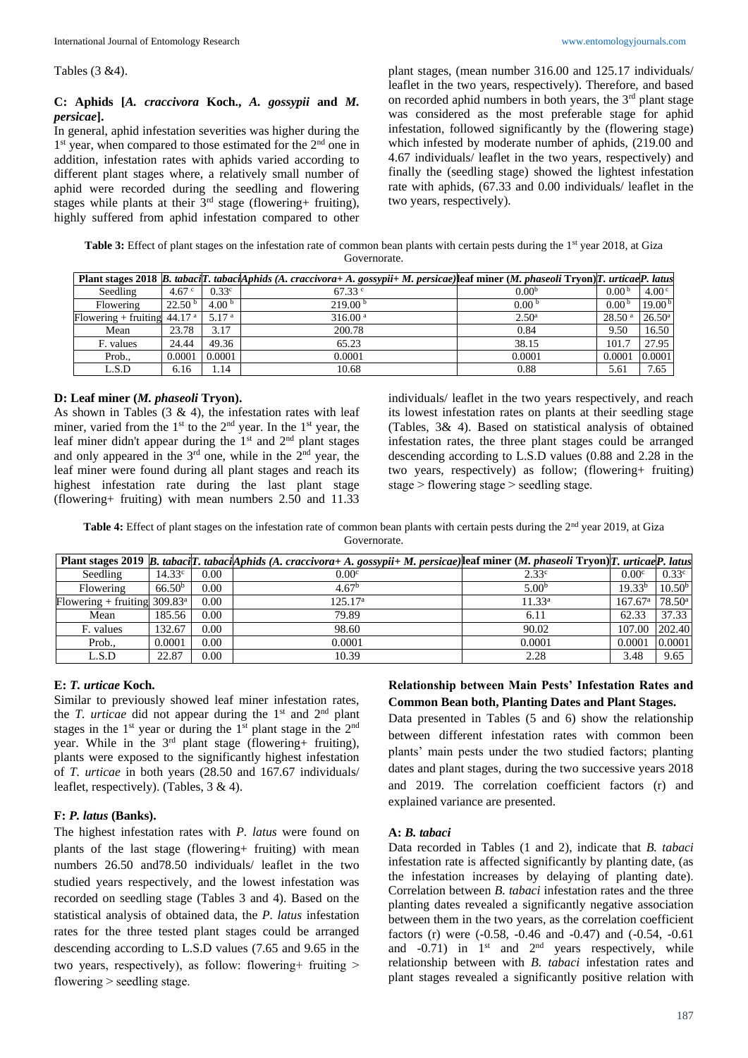Tables (3 &4).

### C: Aphids [*A. craccivora* Koch., *A. gossypii* and *M. persicae*].

In general, aphid infestation severities was higher during the 1st year, when compared to those estimated for the 2nd one in addition, infestation rates with aphids varied according to different plant stages where, a relatively small number of aphid were recorded during the seedling and flowering stages while plants at their 3rd stage (flowering+ fruiting), highly suffered from aphid infestation compared to other plant stages, (mean number 316.00 and 125.17 individuals/ leaflet in the two years, respectively). Therefore, and based on recorded aphid numbers in both years, the 3rd plant stage was considered as the most preferable stage for aphid infestation, followed significantly by the (flowering stage) which infested by moderate number of aphids, (219.00 and 4.67 individuals/ leaflet in the two years, respectively) and finally the (seedling stage) showed the lightest infestation rate with aphids, (67.33 and 0.00 individuals/ leaflet in the two years, respectively).

**Table 3:** Effect of plant stages on the infestation rate of common bean plants with certain pests during the 1st year 2018, at Giza Governorate.

| Plant stages 2018 | *B. tabaci* | *T. tabaci* | Aphids (*A. craccivora*+ *A. gossypii*+ *M. persicae*) | leaf miner (*M. phaseoli* Tryon) | *T. urticae* | *P. latus* |
|---|---|---|---|---|---|---|
| Seedling | 4.67 c | 0.33c | 67.33 c | 0.00b | 0.00 b | 4.00 c |
| Flowering | 22.50 b | 4.00 b | 219.00 b | 0.00 b | 0.00 b | 19.00 b |
| Flowering + fruiting | 44.17 a | 5.17 a | 316.00 a | 2.50a | 28.50 a | 26.50a |
| Mean | 23.78 | 3.17 | 200.78 | 0.84 | 9.50 | 16.50 |
| F. values | 24.44 | 49.36 | 65.23 | 38.15 | 101.7 | 27.95 |
| Prob., | 0.0001 | 0.0001 | 0.0001 | 0.0001 | 0.0001 | 0.0001 |
| L.S.D | 6.16 | 1.14 | 10.68 | 0.88 | 5.61 | 7.65 |

### D: Leaf miner (*M. phaseoli* Tryon).

As shown in Tables (3 & 4), the infestation rates with leaf miner, varied from the 1st to the 2nd year. In the 1st year, the leaf miner didn't appear during the 1st and 2nd plant stages and only appeared in the 3rd one, while in the 2nd year, the leaf miner were found during all plant stages and reach its highest infestation rate during the last plant stage (flowering+ fruiting) with mean numbers 2.50 and 11.33 individuals/ leaflet in the two years respectively, and reach its lowest infestation rates on plants at their seedling stage (Tables, 3& 4). Based on statistical analysis of obtained infestation rates, the three plant stages could be arranged descending according to L.S.D values (0.88 and 2.28 in the two years, respectively) as follow; (flowering+ fruiting) stage > flowering stage > seedling stage.

**Table 4:** Effect of plant stages on the infestation rate of common bean plants with certain pests during the 2nd year 2019, at Giza Governorate.

| Plant stages 2019 | *B. tabaci* | *T. tabaci* | Aphids (*A. craccivora*+ *A. gossypii*+ *M. persicae*) | leaf miner (*M. phaseoli* Tryon) | *T. urticae* | *P. latus* |
|---|---|---|---|---|---|---|
| Seedling | 14.33c | 0.00 | 0.00c | 2.33c | 0.00c | 0.33c |
| Flowering | 66.50b | 0.00 | 4.67b | 5.00b | 19.33b | 10.50b |
| Flowering + fruiting | 309.83a | 0.00 | 125.17a | 11.33a | 167.67a | 78.50a |
| Mean | 185.56 | 0.00 | 79.89 | 6.11 | 62.33 | 37.33 |
| F. values | 132.67 | 0.00 | 98.60 | 90.02 | 107.00 | 202.40 |
| Prob., | 0.0001 | 0.00 | 0.0001 | 0.0001 | 0.0001 | 0.0001 |
| L.S.D | 22.87 | 0.00 | 10.39 | 2.28 | 3.48 | 9.65 |

### E: *T. urticae* Koch.

Similar to previously showed leaf miner infestation rates, the *T. urticae* did not appear during the 1st and 2nd plant stages in the 1st year or during the 1st plant stage in the 2nd year. While in the 3rd plant stage (flowering+ fruiting), plants were exposed to the significantly highest infestation of *T. urticae* in both years (28.50 and 167.67 individuals/ leaflet, respectively). (Tables, 3 & 4).

### F: *P. latus* (Banks).

The highest infestation rates with *P. latus* were found on plants of the last stage (flowering+ fruiting) with mean numbers 26.50 and78.50 individuals/ leaflet in the two studied years respectively, and the lowest infestation was recorded on seedling stage (Tables 3 and 4). Based on the statistical analysis of obtained data, the *P. latus* infestation rates for the three tested plant stages could be arranged descending according to L.S.D values (7.65 and 9.65 in the two years, respectively), as follow: flowering+ fruiting > flowering > seedling stage.

## Relationship between Main Pests' Infestation Rates and Common Bean both, Planting Dates and Plant Stages.

Data presented in Tables (5 and 6) show the relationship between different infestation rates with common been plants' main pests under the two studied factors; planting dates and plant stages, during the two successive years 2018 and 2019. The correlation coefficient factors (r) and explained variance are presented.

### A: *B. tabaci*

Data recorded in Tables (1 and 2), indicate that *B. tabaci* infestation rate is affected significantly by planting date, (as the infestation increases by delaying of planting date). Correlation between *B. tabaci* infestation rates and the three planting dates revealed a significantly negative association between them in the two years, as the correlation coefficient factors (r) were (-0.58, -0.46 and -0.47) and (-0.54, -0.61 and -0.71) in 1st and 2nd years respectively, while relationship between with *B. tabaci* infestation rates and plant stages revealed a significantly positive relation with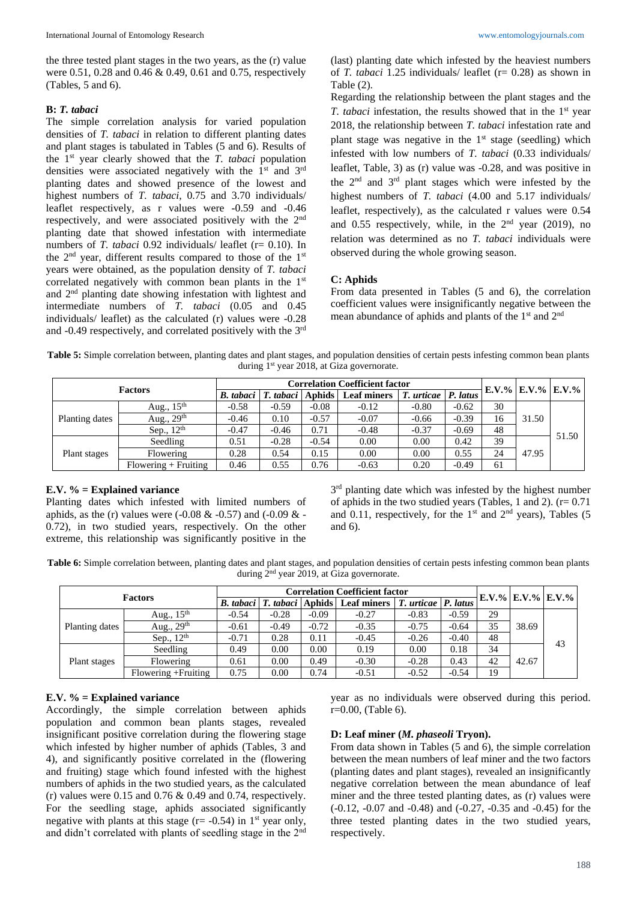the three tested plant stages in the two years, as the (r) value were 0.51, 0.28 and 0.46 & 0.49, 0.61 and 0.75, respectively (Tables, 5 and 6).

### B: *T. tabaci*

The simple correlation analysis for varied population densities of *T. tabaci* in relation to different planting dates and plant stages is tabulated in Tables (5 and 6). Results of the 1st year clearly showed that the *T. tabaci* population densities were associated negatively with the 1st and 3rd planting dates and showed presence of the lowest and highest numbers of *T. tabaci*, 0.75 and 3.70 individuals/ leaflet respectively, as r values were -0.59 and -0.46 respectively, and were associated positively with the 2nd planting date that showed infestation with intermediate numbers of *T. tabaci* 0.92 individuals/ leaflet (r= 0.10). In the 2nd year, different results compared to those of the 1st years were obtained, as the population density of *T. tabaci* correlated negatively with common bean plants in the 1st and 2nd planting date showing infestation with lightest and intermediate numbers of *T. tabaci* (0.05 and 0.45 individuals/ leaflet) as the calculated (r) values were -0.28 and -0.49 respectively, and correlated positively with the 3rd (last) planting date which infested by the heaviest numbers of *T. tabaci* 1.25 individuals/ leaflet (r= 0.28) as shown in Table (2).

Regarding the relationship between the plant stages and the *T. tabaci* infestation, the results showed that in the 1st year 2018, the relationship between *T. tabaci* infestation rate and plant stage was negative in the 1st stage (seedling) which infested with low numbers of *T. tabaci* (0.33 individuals/ leaflet, Table, 3) as (r) value was -0.28, and was positive in the 2nd and 3rd plant stages which were infested by the highest numbers of *T. tabaci* (4.00 and 5.17 individuals/ leaflet, respectively), as the calculated r values were 0.54 and 0.55 respectively, while, in the 2nd year (2019), no relation was determined as no *T. tabaci* individuals were observed during the whole growing season.

### C: Aphids

From data presented in Tables (5 and 6), the correlation coefficient values were insignificantly negative between the mean abundance of aphids and plants of the 1st and 2nd planting dates which infested with limited numbers of aphids, as the (r) values were (-0.08 & -0.57) and (-0.09 & -0.72), in two studied years, respectively. On the other extreme, this relationship was significantly positive in the 3rd planting date which was infested by the highest number of aphids in the two studied years (Tables, 1 and 2). (r= 0.71 and 0.11, respectively, for the 1st and 2nd years), Tables (5 and 6).

**Table 5:** Simple correlation between, planting dates and plant stages, and population densities of certain pests infesting common bean plants during 1st year 2018, at Giza governorate.

| Factors | | Correlation Coefficient factor | | | | | | E.V.% | E.V.% | E.V.% |
|---|---|---|---|---|---|---|---|---|---|---|
| | | *B. tabaci* | *T. tabaci* | Aphids | Leaf miners | *T. urticae* | *P. latus* | | | |
| Planting dates | Aug., 15th | -0.58 | -0.59 | -0.08 | -0.12 | -0.80 | -0.62 | 30 | 31.50 | 51.50 |
| | Aug., 29th | -0.46 | 0.10 | -0.57 | -0.07 | -0.66 | -0.39 | 16 | | |
| | Sep., 12th | -0.47 | -0.46 | 0.71 | -0.48 | -0.37 | -0.69 | 48 | | |
| Plant stages | Seedling | 0.51 | -0.28 | -0.54 | 0.00 | 0.00 | 0.42 | 39 | 47.95 | |
| | Flowering | 0.28 | 0.54 | 0.15 | 0.00 | 0.00 | 0.55 | 24 | | |
| | Flowering + Fruiting | 0.46 | 0.55 | 0.76 | -0.63 | 0.20 | -0.49 | 61 | | |

**E.V. % = Explained variance**

**Table 6:** Simple correlation between, planting dates and plant stages, and population densities of certain pests infesting common bean plants during 2nd year 2019, at Giza governorate.

| Factors | | Correlation Coefficient factor | | | | | | E.V.% | E.V.% | E.V.% |
|---|---|---|---|---|---|---|---|---|---|---|
| | | *B. tabaci* | *T. tabaci* | Aphids | Leaf miners | *T. urticae* | *P. latus* | | | |
| Planting dates | Aug., 15th | -0.54 | -0.28 | -0.09 | -0.27 | -0.83 | -0.59 | 29 | 38.69 | 43 |
| | Aug., 29th | -0.61 | -0.49 | -0.72 | -0.35 | -0.75 | -0.64 | 35 | | |
| | Sep., 12th | -0.71 | 0.28 | 0.11 | -0.45 | -0.26 | -0.40 | 48 | | |
| Plant stages | Seedling | 0.49 | 0.00 | 0.00 | 0.19 | 0.00 | 0.18 | 34 | 42.67 | |
| | Flowering | 0.61 | 0.00 | 0.49 | -0.30 | -0.28 | 0.43 | 42 | | |
| | Flowering +Fruiting | 0.75 | 0.00 | 0.74 | -0.51 | -0.52 | -0.54 | 19 | | |

**E.V. % = Explained variance**

Accordingly, the simple correlation between aphids population and common bean plants stages, revealed insignificant positive correlation during the flowering stage which infested by higher number of aphids (Tables, 3 and 4), and significantly positive correlated in the (flowering and fruiting) stage which found infested with the highest numbers of aphids in the two studied years, as the calculated (r) values were 0.15 and 0.76 & 0.49 and 0.74, respectively. For the seedling stage, aphids associated significantly negative with plants at this stage (r= -0.54) in 1st year only, and didn't correlated with plants of seedling stage in the 2nd year as no individuals were observed during this period. r=0.00, (Table 6).

### D: Leaf miner (*M. phaseoli* Tryon).

From data shown in Tables (5 and 6), the simple correlation between the mean numbers of leaf miner and the two factors (planting dates and plant stages), revealed an insignificantly negative correlation between the mean abundance of leaf miner and the three tested planting dates, as (r) values were (-0.12, -0.07 and -0.48) and (-0.27, -0.35 and -0.45) for the three tested planting dates in the two studied years, respectively.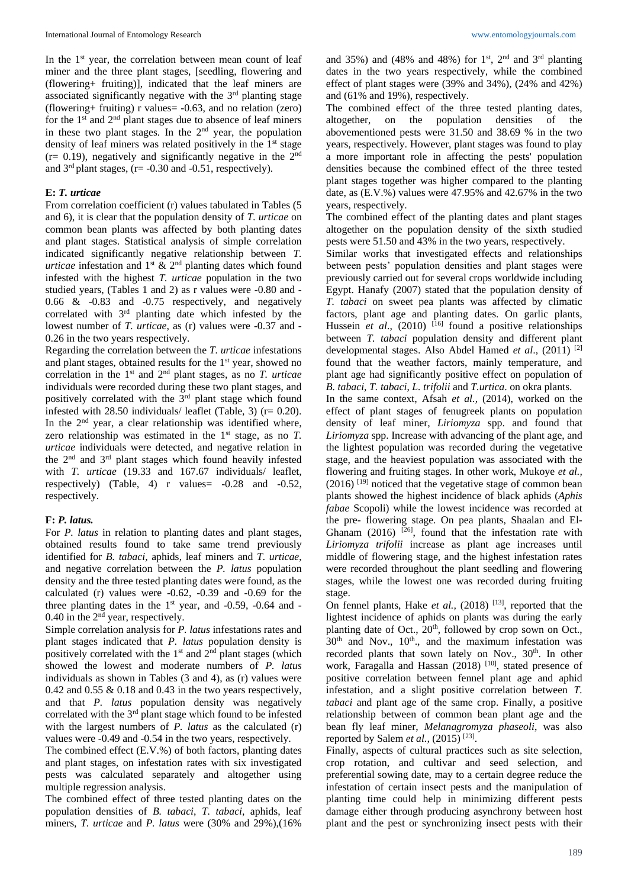In the 1st year, the correlation between mean count of leaf miner and the three plant stages, [seedling, flowering and (flowering+ fruiting)], indicated that the leaf miners are associated significantly negative with the 3rd planting stage (flowering+ fruiting) r values= -0.63, and no relation (zero) for the 1st and 2nd plant stages due to absence of leaf miners in these two plant stages. In the 2nd year, the population density of leaf miners was related positively in the 1st stage (r= 0.19), negatively and significantly negative in the 2nd and 3rd plant stages, (r= -0.30 and -0.51, respectively).

### E: *T. urticae*

From correlation coefficient (r) values tabulated in Tables (5 and 6), it is clear that the population density of *T. urticae* on common bean plants was affected by both planting dates and plant stages. Statistical analysis of simple correlation indicated significantly negative relationship between *T. urticae* infestation and 1st & 2nd planting dates which found infested with the highest *T. urticae* population in the two studied years, (Tables 1 and 2) as r values were -0.80 and -0.66 & -0.83 and -0.75 respectively, and negatively correlated with 3rd planting date which infested by the lowest number of *T. urticae*, as (r) values were -0.37 and -0.26 in the two years respectively.

Regarding the correlation between the *T. urticae* infestations and plant stages, obtained results for the 1st year, showed no correlation in the 1st and 2nd plant stages, as no *T. urticae* individuals were recorded during these two plant stages, and positively correlated with the 3rd plant stage which found infested with 28.50 individuals/ leaflet (Table, 3) (r= 0.20). In the 2nd year, a clear relationship was identified where, zero relationship was estimated in the 1st stage, as no *T. urticae* individuals were detected, and negative relation in the 2nd and 3rd plant stages which found heavily infested with *T. urticae* (19.33 and 167.67 individuals/ leaflet, respectively) (Table, 4) r values= -0.28 and -0.52, respectively.

### F: *P. latus.*

For *P. latus* in relation to planting dates and plant stages, obtained results found to take same trend previously identified for *B. tabaci*, aphids, leaf miners and *T. urticae*, and negative correlation between the *P. latus* population density and the three tested planting dates were found, as the calculated (r) values were -0.62, -0.39 and -0.69 for the three planting dates in the 1st year, and -0.59, -0.64 and -0.40 in the 2nd year, respectively.

Simple correlation analysis for *P. latus* infestations rates and plant stages indicated that *P. latus* population density is positively correlated with the 1st and 2nd plant stages (which showed the lowest and moderate numbers of *P. latus* individuals as shown in Tables (3 and 4), as (r) values were 0.42 and 0.55 & 0.18 and 0.43 in the two years respectively, and that *P. latus* population density was negatively correlated with the 3rd plant stage which found to be infested with the largest numbers of *P. latus* as the calculated (r) values were -0.49 and -0.54 in the two years, respectively.

The combined effect (E.V.%) of both factors, planting dates and plant stages, on infestation rates with six investigated pests was calculated separately and altogether using multiple regression analysis.

The combined effect of three tested planting dates on the population densities of *B. tabaci*, *T. tabaci*, aphids, leaf miners, *T. urticae* and *P. latus* were (30% and 29%),(16% and 35%) and (48% and 48%) for 1st, 2nd and 3rd planting dates in the two years respectively, while the combined effect of plant stages were (39% and 34%), (24% and 42%) and (61% and 19%), respectively.

The combined effect of the three tested planting dates, altogether, on the population densities of the abovementioned pests were 31.50 and 38.69 % in the two years, respectively. However, plant stages was found to play a more important role in affecting the pests' population densities because the combined effect of the three tested plant stages together was higher compared to the planting date, as (E.V.%) values were 47.95% and 42.67% in the two years, respectively.

The combined effect of the planting dates and plant stages altogether on the population density of the sixth studied pests were 51.50 and 43% in the two years, respectively.

Similar works that investigated effects and relationships between pests' population densities and plant stages were previously carried out for several crops worldwide including Egypt. Hanafy (2007) stated that the population density of *T. tabaci* on sweet pea plants was affected by climatic factors, plant age and planting dates. On garlic plants, Hussein *et al*., (2010) [16] found a positive relationships between *T. tabaci* population density and different plant developmental stages. Also Abdel Hamed *et al*., (2011) [2] found that the weather factors, mainly temperature, and plant age had significantly positive effect on population of *B. tabaci*, *T. tabaci*, *L. trifolii* and *T.urtica*. on okra plants.

In the same context, Afsah *et al.,* (2014), worked on the effect of plant stages of fenugreek plants on population density of leaf miner, *Liriomyza* spp. and found that *Liriomyza* spp. Increase with advancing of the plant age, and the lightest population was recorded during the vegetative stage, and the heaviest population was associated with the flowering and fruiting stages. In other work, Mukoye *et al.,* (2016) [19] noticed that the vegetative stage of common bean plants showed the highest incidence of black aphids (*Aphis fabae* Scopoli) while the lowest incidence was recorded at the pre- flowering stage. On pea plants, Shaalan and El-Ghanam (2016) [26], found that the infestation rate with *Liriomyza trifolii* increase as plant age increases until middle of flowering stage, and the highest infestation rates were recorded throughout the plant seedling and flowering stages, while the lowest one was recorded during fruiting stage.

On fennel plants, Hake *et al.,* (2018) [13], reported that the lightest incidence of aphids on plants was during the early planting date of Oct., 20th, followed by crop sown on Oct., 30th and Nov., 10th., and the maximum infestation was recorded plants that sown lately on Nov., 30th. In other work, Faragalla and Hassan (2018) [10], stated presence of positive correlation between fennel plant age and aphid infestation, and a slight positive correlation between *T. tabaci* and plant age of the same crop. Finally, a positive relationship between of common bean plant age and the bean fly leaf miner, *Melanagromyza phaseoli*, was also reported by Salem *et al.,* (2015) [23].

Finally, aspects of cultural practices such as site selection, crop rotation, and cultivar and seed selection, and preferential sowing date, may to a certain degree reduce the infestation of certain insect pests and the manipulation of planting time could help in minimizing different pests damage either through producing asynchrony between host plant and the pest or synchronizing insect pests with their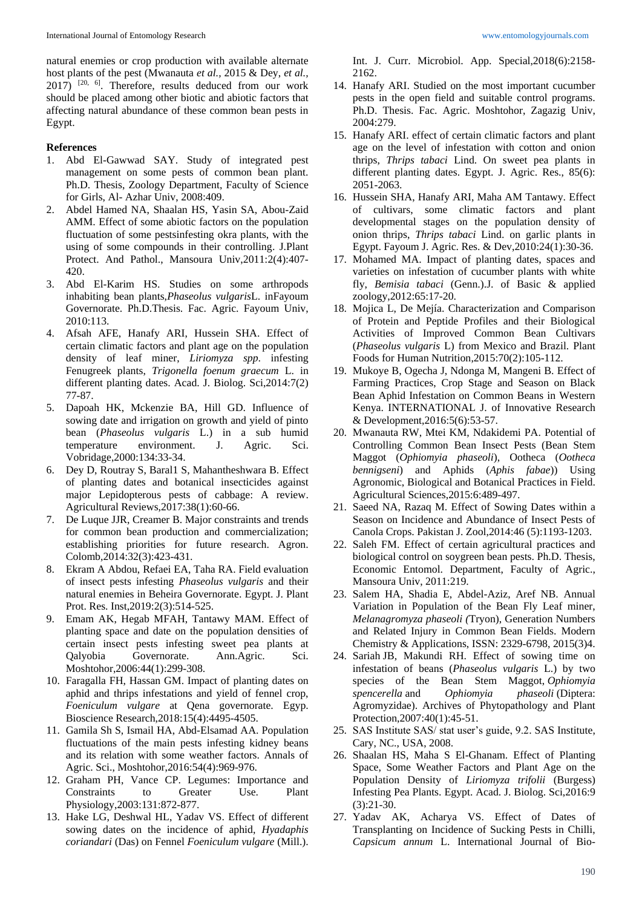natural enemies or crop production with available alternate host plants of the pest (Mwanauta *et al.*, 2015 & Dey, *et al.*, 2017) [20, 6]. Therefore, results deduced from our work should be placed among other biotic and abiotic factors that affecting natural abundance of these common bean pests in Egypt.

**References**

1. Abd El-Gawwad SAY. Study of integrated pest management on some pests of common bean plant. Ph.D. Thesis, Zoology Department, Faculty of Science for Girls, Al- Azhar Univ, 2008:409.
2. Abdel Hamed NA, Shaalan HS, Yasin SA, Abou-Zaid AMM. Effect of some abiotic factors on the population fluctuation of some pestsinfesting okra plants, with the using of some compounds in their controlling. J.Plant Protect. And Pathol., Mansoura Univ,2011:2(4):407-420.
3. Abd El-Karim HS. Studies on some arthropods inhabiting bean plants,*Phaseolus vulgaris*L. inFayoum Governorate. Ph.D.Thesis. Fac. Agric. Fayoum Univ, 2010:113.
4. Afsah AFE, Hanafy ARI, Hussein SHA. Effect of certain climatic factors and plant age on the population density of leaf miner, *Liriomyza spp*. infesting Fenugreek plants, *Trigonella foenum graecum* L. in different planting dates. Acad. J. Biolog. Sci,2014:7(2) 77-87.
5. Dapoah HK, Mckenzie BA, Hill GD. Influence of sowing date and irrigation on growth and yield of pinto bean (*Phaseolus vulgaris* L.) in a sub humid temperature environment. J. Agric. Sci. Vobridage,2000:134:33-34.
6. Dey D, Routray S, Baral1 S, Mahantheshwara B. Effect of planting dates and botanical insecticides against major Lepidopterous pests of cabbage: A review. Agricultural Reviews,2017:38(1):60-66.
7. De Luque JJR, Creamer B. Major constraints and trends for common bean production and commercialization; establishing priorities for future research. Agron. Colomb,2014:32(3):423-431.
8. Ekram A Abdou, Refaei EA, Taha RA. Field evaluation of insect pests infesting *Phaseolus vulgaris* and their natural enemies in Beheira Governorate. Egypt. J. Plant Prot. Res. Inst,2019:2(3):514-525.
9. Emam AK, Hegab MFAH, Tantawy MAM. Effect of planting space and date on the population densities of certain insect pests infesting sweet pea plants at Qalyobia Governorate. Ann.Agric. Sci. Moshtohor,2006:44(1):299-308.
10. Faragalla FH, Hassan GM. Impact of planting dates on aphid and thrips infestations and yield of fennel crop, *Foeniculum vulgare* at Qena governorate. Egyp. Bioscience Research,2018:15(4):4495-4505.
11. Gamila Sh S, Ismail HA, Abd-Elsamad AA. Population fluctuations of the main pests infesting kidney beans and its relation with some weather factors. Annals of Agric. Sci., Moshtohor,2016:54(4):969-976.
12. Graham PH, Vance CP. Legumes: Importance and Constraints to Greater Use. Plant Physiology,2003:131:872-877.
13. Hake LG, Deshwal HL, Yadav VS. Effect of different sowing dates on the incidence of aphid, *Hyadaphis coriandari* (Das) on Fennel *Foeniculum vulgare* (Mill.). Int. J. Curr. Microbiol. App. Special,2018(6):2158-2162.
14. Hanafy ARI. Studied on the most important cucumber pests in the open field and suitable control programs. Ph.D. Thesis. Fac. Agric. Moshtohor, Zagazig Univ, 2004:279.
15. Hanafy ARI. effect of certain climatic factors and plant age on the level of infestation with cotton and onion thrips, *Thrips tabaci* Lind. On sweet pea plants in different planting dates. Egypt. J. Agric. Res., 85(6): 2051-2063.
16. Hussein SHA, Hanafy ARI, Maha AM Tantawy. Effect of cultivars, some climatic factors and plant developmental stages on the population density of onion thrips, *Thrips tabaci* Lind. on garlic plants in Egypt. Fayoum J. Agric. Res. & Dev,2010:24(1):30-36.
17. Mohamed MA. Impact of planting dates, spaces and varieties on infestation of cucumber plants with white fly, *Bemisia tabaci* (Genn.).J. of Basic & applied zoology,2012:65:17-20.
18. Mojica L, De Mejía. Characterization and Comparison of Protein and Peptide Profiles and their Biological Activities of Improved Common Bean Cultivars (*Phaseolus vulgaris* L) from Mexico and Brazil. Plant Foods for Human Nutrition,2015:70(2):105-112.
19. Mukoye B, Ogecha J, Ndonga M, Mangeni B. Effect of Farming Practices, Crop Stage and Season on Black Bean Aphid Infestation on Common Beans in Western Kenya. INTERNATIONAL J. of Innovative Research & Development,2016:5(6):53-57.
20. Mwanauta RW, Mtei KM, Ndakidemi PA. Potential of Controlling Common Bean Insect Pests (Bean Stem Maggot (*Ophiomyia phaseoli*), Ootheca (*Ootheca bennigseni*) and Aphids (*Aphis fabae*)) Using Agronomic, Biological and Botanical Practices in Field. Agricultural Sciences,2015:6:489-497.
21. Saeed NA, Razaq M. Effect of Sowing Dates within a Season on Incidence and Abundance of Insect Pests of Canola Crops. Pakistan J. Zool,2014:46 (5):1193-1203.
22. Saleh FM. Effect of certain agricultural practices and biological control on soygreen bean pests. Ph.D. Thesis, Economic Entomol. Department, Faculty of Agric., Mansoura Univ, 2011:219.
23. Salem HA, Shadia E, Abdel-Aziz, Aref NB. Annual Variation in Population of the Bean Fly Leaf miner, *Melanagromyza phaseoli (*Tryon), Generation Numbers and Related Injury in Common Bean Fields. Modern Chemistry & Applications, ISSN: 2329-6798, 2015(3)4.
24. Sariah JB, Makundi RH. Effect of sowing time on infestation of beans (*Phaseolus vulgaris* L.) by two species of the Bean Stem Maggot, *Ophiomyia spencerella* and *Ophiomyia phaseoli* (Diptera: Agromyzidae). Archives of Phytopathology and Plant Protection,2007:40(1):45-51.
25. SAS Institute SAS/ stat user's guide, 9.2. SAS Institute, Cary, NC., USA, 2008.
26. Shaalan HS, Maha S El-Ghanam. Effect of Planting Space, Some Weather Factors and Plant Age on the Population Density of *Liriomyza trifolii* (Burgess) Infesting Pea Plants. Egypt. Acad. J. Biolog. Sci,2016:9 (3):21-30.
27. Yadav AK, Acharya VS. Effect of Dates of Transplanting on Incidence of Sucking Pests in Chilli, *Capsicum annum* L. International Journal of Bio-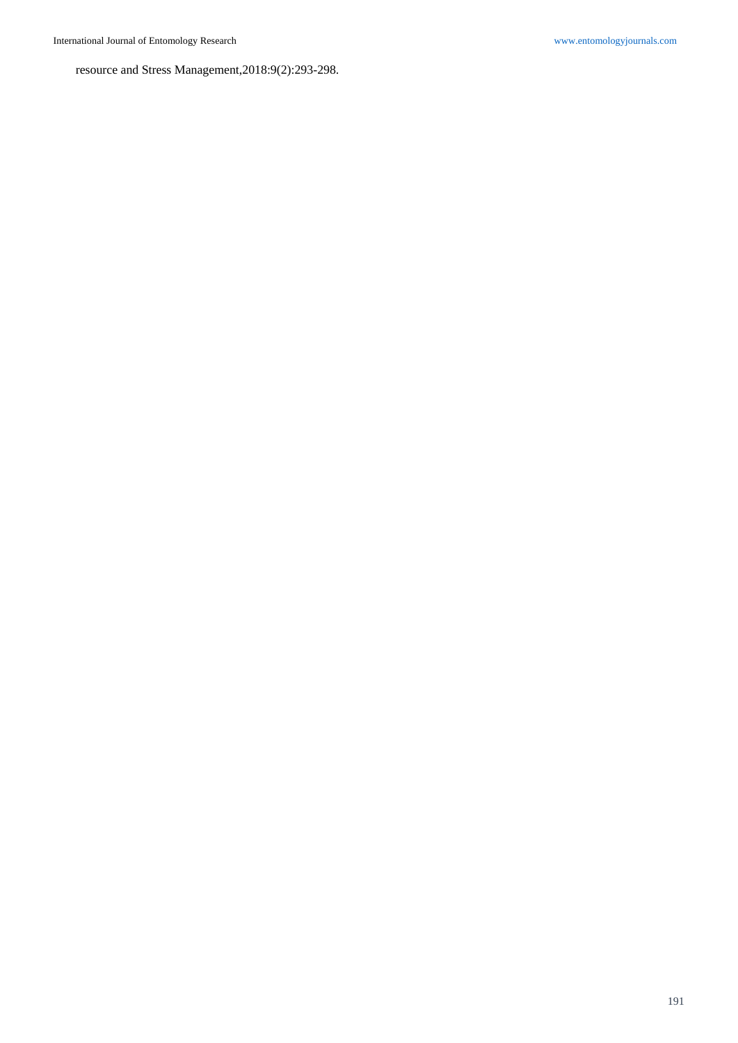resource and Stress Management,2018:9(2):293-298.